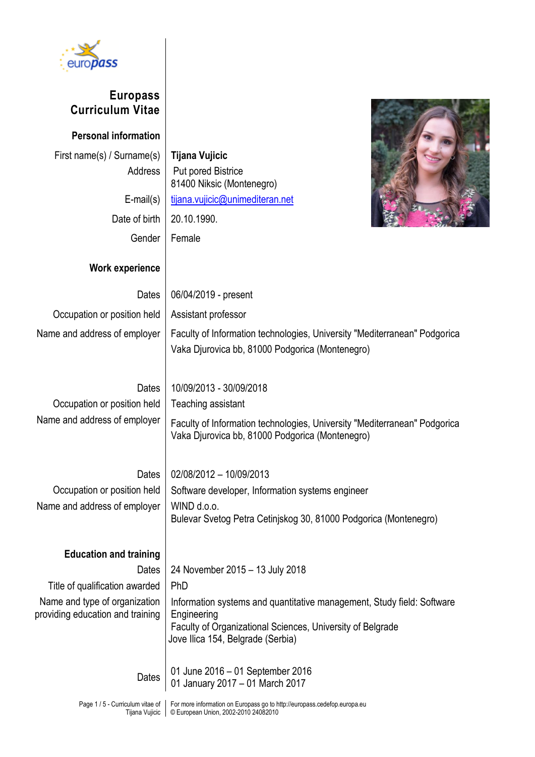# Europass Curriculum Vitae

## Personal information

| | |
|---|---|
| First name(s) / Surname(s) | **Tijana Vujicic** |
| Address | Put pored Bistrice<br>81400 Niksic (Montenegro) |
| E-mail(s) | tijana.vujicic@unimediteran.net |
| Date of birth | 20.10.1990. |
| Gender | Female |

## Work experience

| | |
|---|---|
| Dates | 06/04/2019 - present |
| Occupation or position held | Assistant professor |
| Name and address of employer | Faculty of Information technologies, University "Mediterranean" Podgorica<br>Vaka Djurovica bb, 81000 Podgorica (Montenegro) |
| | |
| Dates | 10/09/2013 - 30/09/2018 |
| Occupation or position held | Teaching assistant |
| Name and address of employer | Faculty of Information technologies, University "Mediterranean" Podgorica<br>Vaka Djurovica bb, 81000 Podgorica (Montenegro) |
| | |
| Dates | 02/08/2012 – 10/09/2013 |
| Occupation or position held | Software developer, Information systems engineer |
| Name and address of employer | WIND d.o.o.<br>Bulevar Svetog Petra Cetinjskog 30, 81000 Podgorica (Montenegro) |

## Education and training

| | |
|---|---|
| Dates | 24 November 2015 – 13 July 2018 |
| Title of qualification awarded | PhD |
| Name and type of organization providing education and training | Information systems and quantitative management, Study field: Software Engineering<br>Faculty of Organizational Sciences, University of Belgrade<br>Jove Ilica 154, Belgrade (Serbia) |
| | |
| Dates | 01 June 2016 – 01 September 2016<br>01 January 2017 – 01 March 2017 |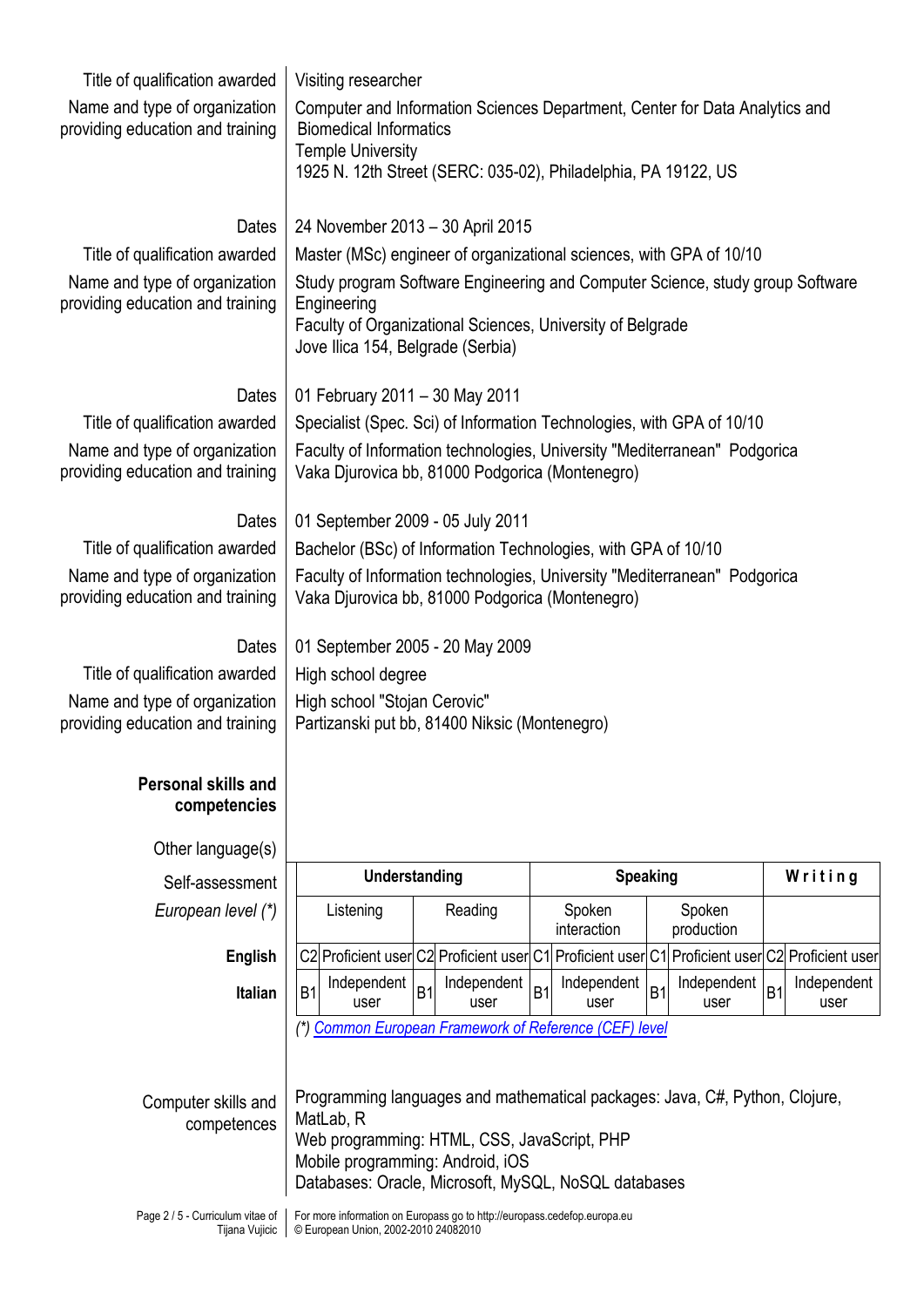| | |
|---|---|
| Title of qualification awarded | Visiting researcher |
| Name and type of organization providing education and training | Computer and Information Sciences Department, Center for Data Analytics and Biomedical Informatics<br>Temple University<br>1925 N. 12th Street (SERC: 035-02), Philadelphia, PA 19122, US |
| Dates | 24 November 2013 – 30 April 2015 |
| Title of qualification awarded | Master (MSc) engineer of organizational sciences, with GPA of 10/10 |
| Name and type of organization providing education and training | Study program Software Engineering and Computer Science, study group Software Engineering<br>Faculty of Organizational Sciences, University of Belgrade<br>Jove Ilica 154, Belgrade (Serbia) |
| Dates | 01 February 2011 – 30 May 2011 |
| Title of qualification awarded | Specialist (Spec. Sci) of Information Technologies, with GPA of 10/10 |
| Name and type of organization providing education and training | Faculty of Information technologies, University "Mediterranean" Podgorica<br>Vaka Djurovica bb, 81000 Podgorica (Montenegro) |
| Dates | 01 September 2009 - 05 July 2011 |
| Title of qualification awarded | Bachelor (BSc) of Information Technologies, with GPA of 10/10 |
| Name and type of organization providing education and training | Faculty of Information technologies, University "Mediterranean" Podgorica<br>Vaka Djurovica bb, 81000 Podgorica (Montenegro) |
| Dates | 01 September 2005 - 20 May 2009 |
| Title of qualification awarded | High school degree |
| Name and type of organization providing education and training | High school "Stojan Cerovic"<br>Partizanski put bb, 81400 Niksic (Montenegro) |

## Personal skills and competencies

Other language(s)

| Self-assessment | Understanding | | | | Speaking | | | | Writing | |
|---|---|---|---|---|---|---|---|---|---|---|
| *European level (\*)* | Listening | | Reading | | Spoken interaction | | Spoken production | | | |
| **English** | C2 | Proficient user | C2 | Proficient user | C1 | Proficient user | C1 | Proficient user | C2 | Proficient user |
| **Italian** | B1 | Independent user | B1 | Independent user | B1 | Independent user | B1 | Independent user | B1 | Independent user |

*(\*) Common European Framework of Reference (CEF) level*

| | |
|---|---|
| Computer skills and competences | Programming languages and mathematical packages: Java, C#, Python, Clojure, MatLab, R<br>Web programming: HTML, CSS, JavaScript, PHP<br>Mobile programming: Android, iOS<br>Databases: Oracle, Microsoft, MySQL, NoSQL databases |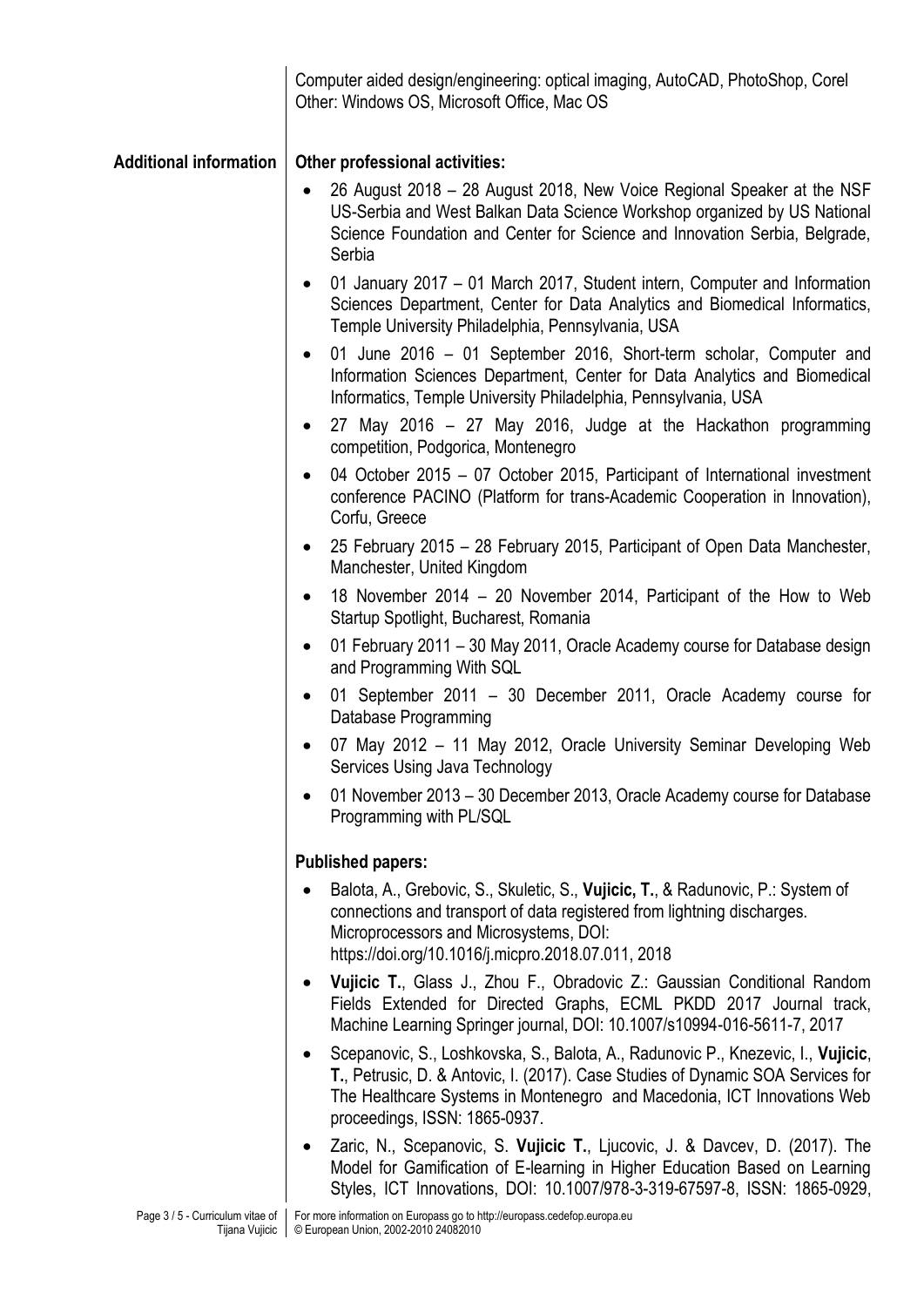Computer aided design/engineering: optical imaging, AutoCAD, PhotoShop, Corel
Other: Windows OS, Microsoft Office, Mac OS

## Additional information

**Other professional activities:**

- 26 August 2018 – 28 August 2018, New Voice Regional Speaker at the NSF US-Serbia and West Balkan Data Science Workshop organized by US National Science Foundation and Center for Science and Innovation Serbia, Belgrade, Serbia
- 01 January 2017 – 01 March 2017, Student intern, Computer and Information Sciences Department, Center for Data Analytics and Biomedical Informatics, Temple University Philadelphia, Pennsylvania, USA
- 01 June 2016 – 01 September 2016, Short-term scholar, Computer and Information Sciences Department, Center for Data Analytics and Biomedical Informatics, Temple University Philadelphia, Pennsylvania, USA
- 27 May 2016 – 27 May 2016, Judge at the Hackathon programming competition, Podgorica, Montenegro
- 04 October 2015 – 07 October 2015, Participant of International investment conference PACINO (Platform for trans-Academic Cooperation in Innovation), Corfu, Greece
- 25 February 2015 – 28 February 2015, Participant of Open Data Manchester, Manchester, United Kingdom
- 18 November 2014 – 20 November 2014, Participant of the How to Web Startup Spotlight, Bucharest, Romania
- 01 February 2011 – 30 May 2011, Oracle Academy course for Database design and Programming With SQL
- 01 September 2011 – 30 December 2011, Oracle Academy course for Database Programming
- 07 May 2012 – 11 May 2012, Oracle University Seminar Developing Web Services Using Java Technology
- 01 November 2013 – 30 December 2013, Oracle Academy course for Database Programming with PL/SQL

**Published papers:**

- Balota, A., Grebovic, S., Skuletic, S., **Vujicic, T.**, & Radunovic, P.: System of connections and transport of data registered from lightning discharges. Microprocessors and Microsystems, DOI: https://doi.org/10.1016/j.micpro.2018.07.011, 2018
- **Vujicic T.**, Glass J., Zhou F., Obradovic Z.: Gaussian Conditional Random Fields Extended for Directed Graphs, ECML PKDD 2017 Journal track, Machine Learning Springer journal, DOI: 10.1007/s10994-016-5611-7, 2017
- Scepanovic, S., Loshkovska, S., Balota, A., Radunovic P., Knezevic, I., **Vujicic, T.**, Petrusic, D. & Antovic, I. (2017). Case Studies of Dynamic SOA Services for The Healthcare Systems in Montenegro and Macedonia, ICT Innovations Web proceedings, ISSN: 1865-0937.
- Zaric, N., Scepanovic, S. **Vujicic T.**, Ljucovic, J. & Davcev, D. (2017). The Model for Gamification of E-learning in Higher Education Based on Learning Styles, ICT Innovations, DOI: 10.1007/978-3-319-67597-8, ISSN: 1865-0929,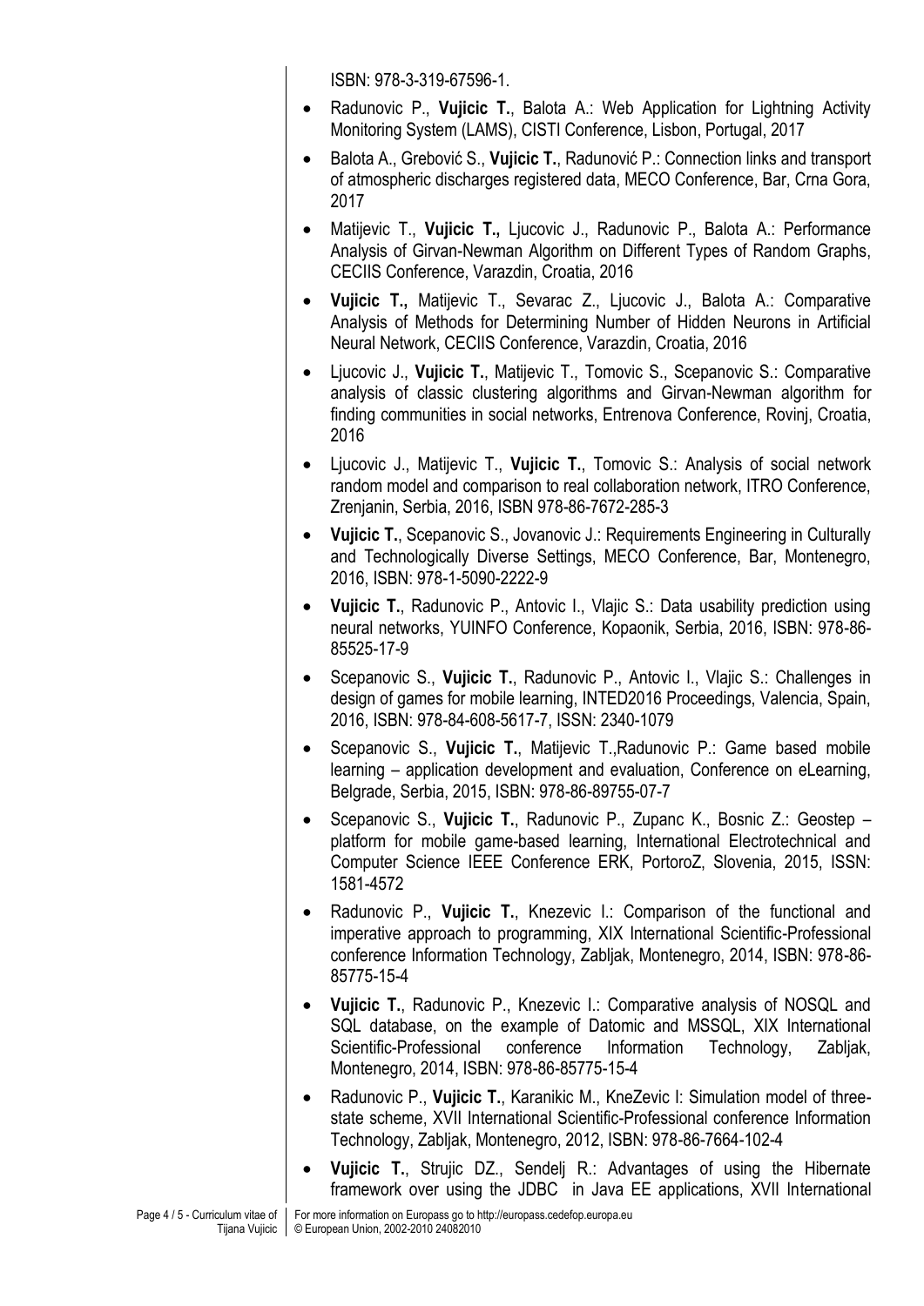ISBN: 978-3-319-67596-1.

- Radunovic P., **Vujicic T.**, Balota A.: Web Application for Lightning Activity Monitoring System (LAMS), CISTI Conference, Lisbon, Portugal, 2017
- Balota A., Grebović S., **Vujicic T.**, Radunović P.: Connection links and transport of atmospheric discharges registered data, MECO Conference, Bar, Crna Gora, 2017
- Matijevic T., **Vujicic T.,** Ljucovic J., Radunovic P., Balota A.: Performance Analysis of Girvan-Newman Algorithm on Different Types of Random Graphs, CECIIS Conference, Varazdin, Croatia, 2016
- **Vujicic T.,** Matijevic T., Sevarac Z., Ljucovic J., Balota A.: Comparative Analysis of Methods for Determining Number of Hidden Neurons in Artificial Neural Network, CECIIS Conference, Varazdin, Croatia, 2016
- Ljucovic J., **Vujicic T.**, Matijevic T., Tomovic S., Scepanovic S.: Comparative analysis of classic clustering algorithms and Girvan-Newman algorithm for finding communities in social networks, Entrenova Conference, Rovinj, Croatia, 2016
- Ljucovic J., Matijevic T., **Vujicic T.**, Tomovic S.: Analysis of social network random model and comparison to real collaboration network, ITRO Conference, Zrenjanin, Serbia, 2016, ISBN 978-86-7672-285-3
- **Vujicic T.**, Scepanovic S., Jovanovic J.: Requirements Engineering in Culturally and Technologically Diverse Settings, MECO Conference, Bar, Montenegro, 2016, ISBN: 978-1-5090-2222-9
- **Vujicic T.**, Radunovic P., Antovic I., Vlajic S.: Data usability prediction using neural networks, YUINFO Conference, Kopaonik, Serbia, 2016, ISBN: 978-86-85525-17-9
- Scepanovic S., **Vujicic T.**, Radunovic P., Antovic I., Vlajic S.: Challenges in design of games for mobile learning, INTED2016 Proceedings, Valencia, Spain, 2016, ISBN: 978-84-608-5617-7, ISSN: 2340-1079
- Scepanovic S., **Vujicic T.**, Matijevic T.,Radunovic P.: Game based mobile learning – application development and evaluation, Conference on eLearning, Belgrade, Serbia, 2015, ISBN: 978-86-89755-07-7
- Scepanovic S., **Vujicic T.**, Radunovic P., Zupanc K., Bosnic Z.: Geostep – platform for mobile game-based learning, International Electrotechnical and Computer Science IEEE Conference ERK, PortoroZ, Slovenia, 2015, ISSN: 1581-4572
- Radunovic P., **Vujicic T.**, Knezevic I.: Comparison of the functional and imperative approach to programming, XIX International Scientific-Professional conference Information Technology, Zabljak, Montenegro, 2014, ISBN: 978-86-85775-15-4
- **Vujicic T.**, Radunovic P., Knezevic I.: Comparative analysis of NOSQL and SQL database, on the example of Datomic and MSSQL, XIX International Scientific-Professional conference Information Technology, Zabljak, Montenegro, 2014, ISBN: 978-86-85775-15-4
- Radunovic P., **Vujicic T.**, Karanikic M., KneZevic I: Simulation model of three-state scheme, XVII International Scientific-Professional conference Information Technology, Zabljak, Montenegro, 2012, ISBN: 978-86-7664-102-4
- **Vujicic T.**, Strujic DZ., Sendelj R.: Advantages of using the Hibernate framework over using the JDBC in Java EE applications, XVII International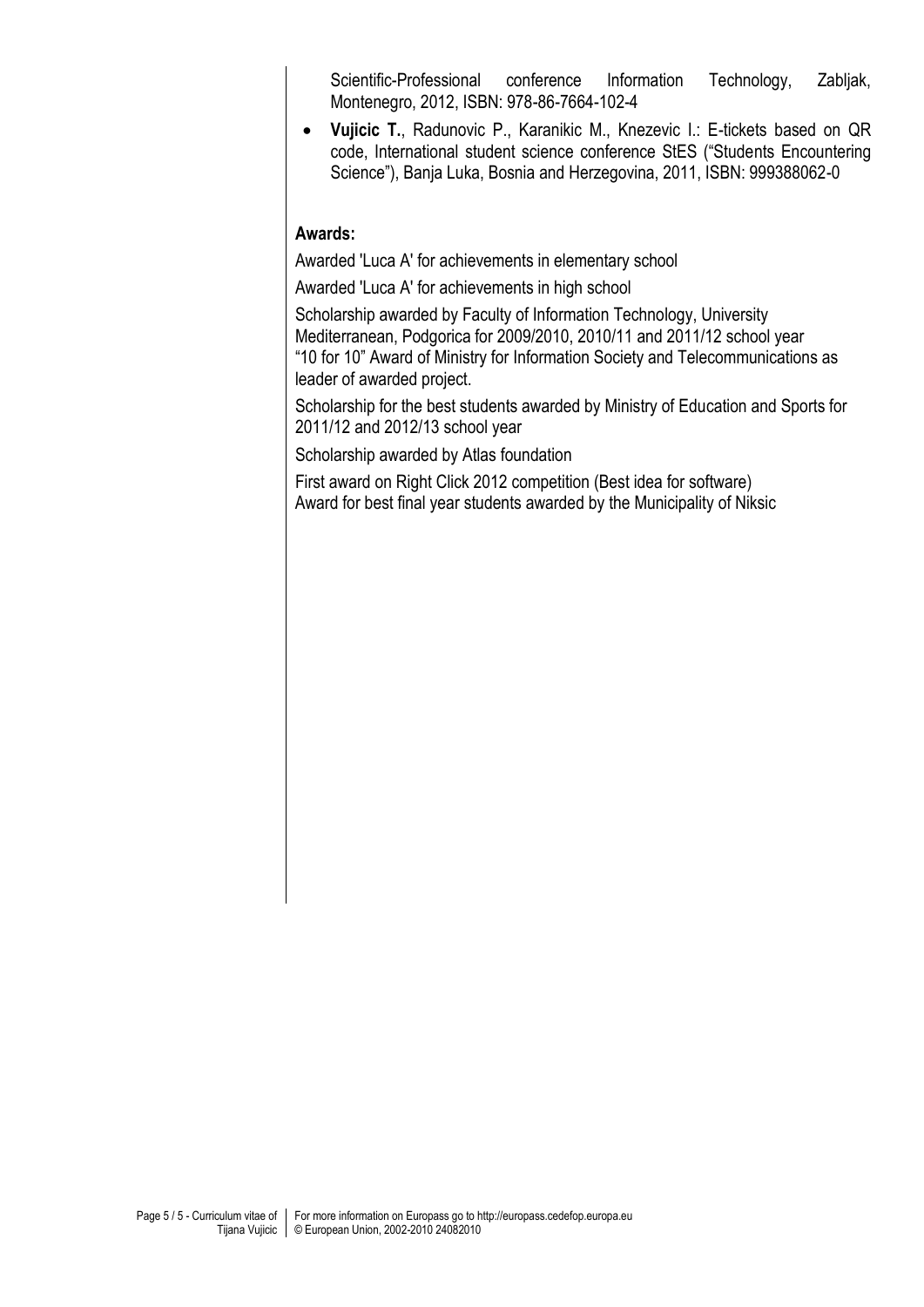Scientific-Professional conference Information Technology, Zabljak, Montenegro, 2012, ISBN: 978-86-7664-102-4

- **Vujicic T.**, Radunovic P., Karanikic M., Knezevic I.: E-tickets based on QR code, International student science conference StES ("Students Encountering Science"), Banja Luka, Bosnia and Herzegovina, 2011, ISBN: 999388062-0

**Awards:**

Awarded 'Luca A' for achievements in elementary school

Awarded 'Luca A' for achievements in high school

Scholarship awarded by Faculty of Information Technology, University Mediterranean, Podgorica for 2009/2010, 2010/11 and 2011/12 school year

"10 for 10" Award of Ministry for Information Society and Telecommunications as leader of awarded project.

Scholarship for the best students awarded by Ministry of Education and Sports for 2011/12 and 2012/13 school year

Scholarship awarded by Atlas foundation

First award on Right Click 2012 competition (Best idea for software)

Award for best final year students awarded by the Municipality of Niksic